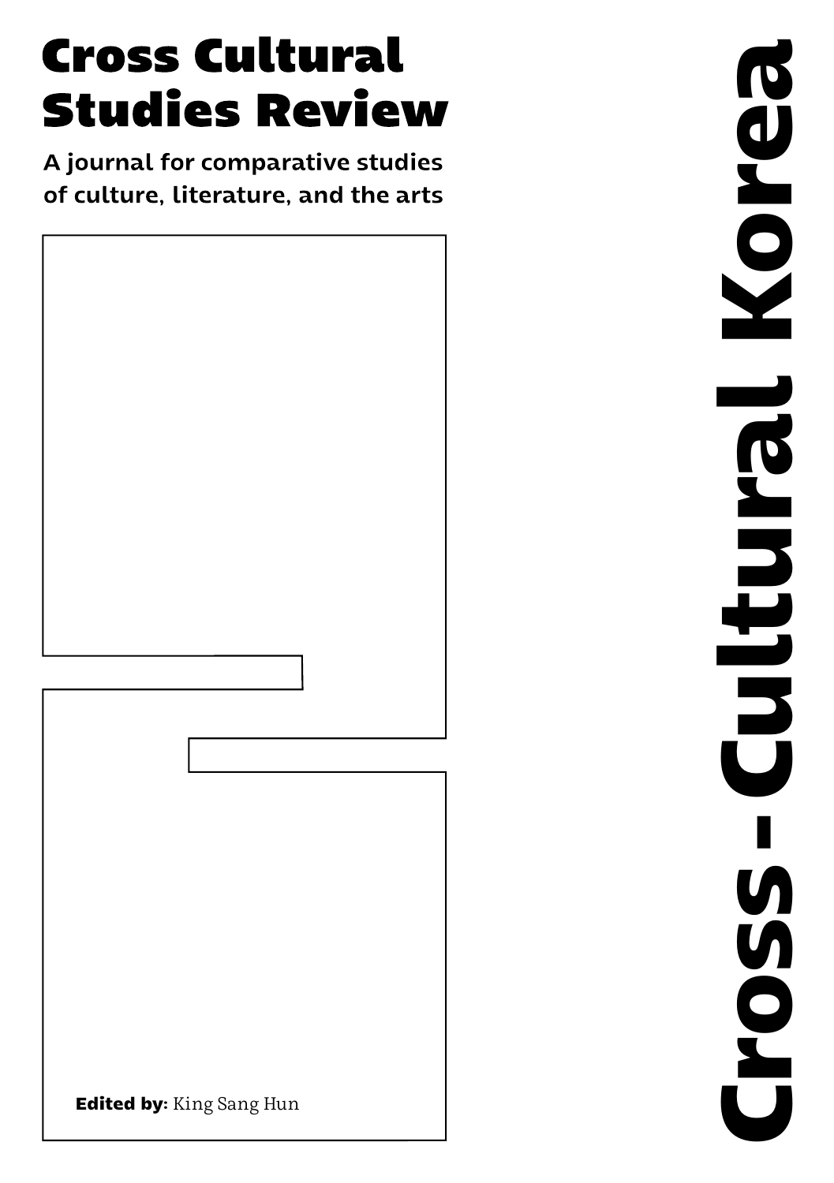# Cross Cultural Studies Review

A journal for comparative studies of culture, literature, and the arts

**Edited by:** King Sang Hun

# Cross-Cultural Korea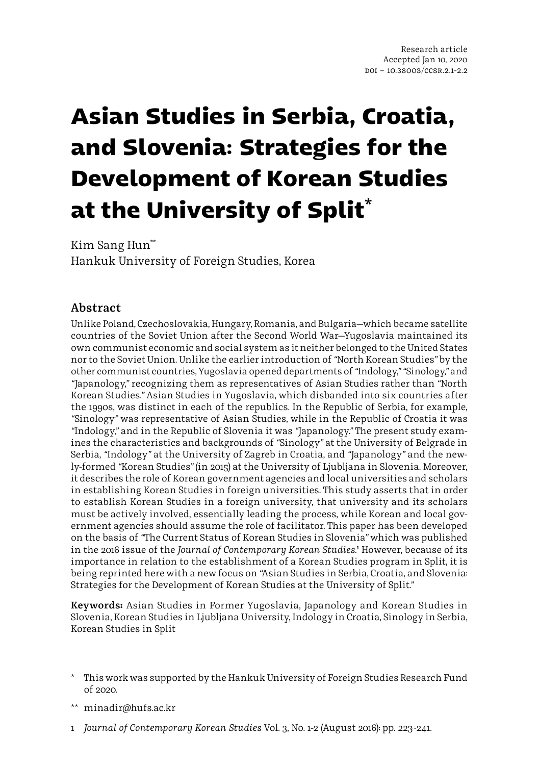Research article
Accepted Jan 10, 2020
DOI – 10.38003/CCSR.2.1-2.2

# Asian Studies in Serbia, Croatia, and Slovenia: Strategies for the Development of Korean Studies at the University of Split*

Kim Sang Hun**
Hankuk University of Foreign Studies, Korea

## Abstract

Unlike Poland, Czechoslovakia, Hungary, Romania, and Bulgaria—which became satellite countries of the Soviet Union after the Second World War—Yugoslavia maintained its own communist economic and social system as it neither belonged to the United States nor to the Soviet Union. Unlike the earlier introduction of "North Korean Studies" by the other communist countries, Yugoslavia opened departments of "Indology," "Sinology," and "Japanology," recognizing them as representatives of Asian Studies rather than "North Korean Studies." Asian Studies in Yugoslavia, which disbanded into six countries after the 1990s, was distinct in each of the republics. In the Republic of Serbia, for example, "Sinology" was representative of Asian Studies, while in the Republic of Croatia it was "Indology," and in the Republic of Slovenia it was "Japanology." The present study examines the characteristics and backgrounds of "Sinology" at the University of Belgrade in Serbia, "Indology" at the University of Zagreb in Croatia, and "Japanology" and the newly-formed "Korean Studies" (in 2015) at the University of Ljubljana in Slovenia. Moreover, it describes the role of Korean government agencies and local universities and scholars in establishing Korean Studies in foreign universities. This study asserts that in order to establish Korean Studies in a foreign university, that university and its scholars must be actively involved, essentially leading the process, while Korean and local government agencies should assume the role of facilitator. This paper has been developed on the basis of "The Current Status of Korean Studies in Slovenia" which was published in the 2016 issue of the *Journal of Contemporary Korean Studies*.[1] However, because of its importance in relation to the establishment of a Korean Studies program in Split, it is being reprinted here with a new focus on "Asian Studies in Serbia, Croatia, and Slovenia: Strategies for the Development of Korean Studies at the University of Split."

**Keywords:** Asian Studies in Former Yugoslavia, Japanology and Korean Studies in Slovenia, Korean Studies in Ljubljana University, Indology in Croatia, Sinology in Serbia, Korean Studies in Split

\* This work was supported by the Hankuk University of Foreign Studies Research Fund of 2020.

\*\* minadir@hufs.ac.kr

1 *Journal of Contemporary Korean Studies* Vol. 3, No. 1-2 (August 2016): pp. 223~241.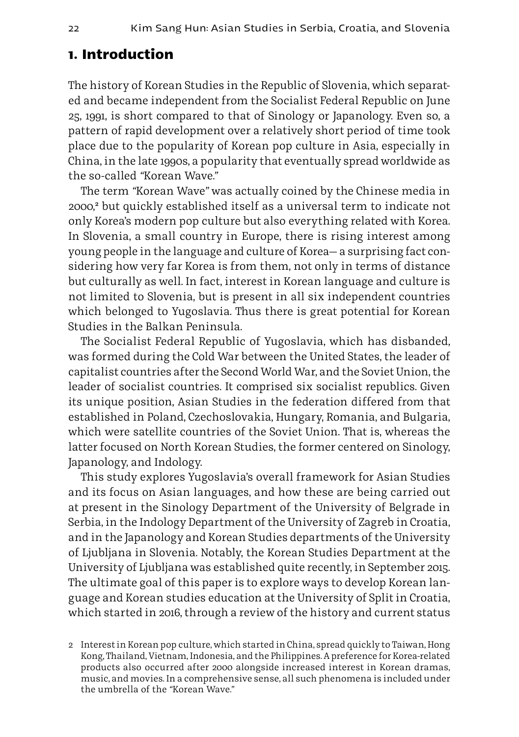# 1. Introduction

The history of Korean Studies in the Republic of Slovenia, which separated and became independent from the Socialist Federal Republic on June 25, 1991, is short compared to that of Sinology or Japanology. Even so, a pattern of rapid development over a relatively short period of time took place due to the popularity of Korean pop culture in Asia, especially in China, in the late 1990s, a popularity that eventually spread worldwide as the so-called "Korean Wave."

The term "Korean Wave" was actually coined by the Chinese media in 2000,[2] but quickly established itself as a universal term to indicate not only Korea's modern pop culture but also everything related with Korea. In Slovenia, a small country in Europe, there is rising interest among young people in the language and culture of Korea— a surprising fact considering how very far Korea is from them, not only in terms of distance but culturally as well. In fact, interest in Korean language and culture is not limited to Slovenia, but is present in all six independent countries which belonged to Yugoslavia. Thus there is great potential for Korean Studies in the Balkan Peninsula.

The Socialist Federal Republic of Yugoslavia, which has disbanded, was formed during the Cold War between the United States, the leader of capitalist countries after the Second World War, and the Soviet Union, the leader of socialist countries. It comprised six socialist republics. Given its unique position, Asian Studies in the federation differed from that established in Poland, Czechoslovakia, Hungary, Romania, and Bulgaria, which were satellite countries of the Soviet Union. That is, whereas the latter focused on North Korean Studies, the former centered on Sinology, Japanology, and Indology.

This study explores Yugoslavia's overall framework for Asian Studies and its focus on Asian languages, and how these are being carried out at present in the Sinology Department of the University of Belgrade in Serbia, in the Indology Department of the University of Zagreb in Croatia, and in the Japanology and Korean Studies departments of the University of Ljubljana in Slovenia. Notably, the Korean Studies Department at the University of Ljubljana was established quite recently, in September 2015. The ultimate goal of this paper is to explore ways to develop Korean language and Korean studies education at the University of Split in Croatia, which started in 2016, through a review of the history and current status

2 Interest in Korean pop culture, which started in China, spread quickly to Taiwan, Hong Kong, Thailand, Vietnam, Indonesia, and the Philippines. A preference for Korea-related products also occurred after 2000 alongside increased interest in Korean dramas, music, and movies. In a comprehensive sense, all such phenomena is included under the umbrella of the "Korean Wave."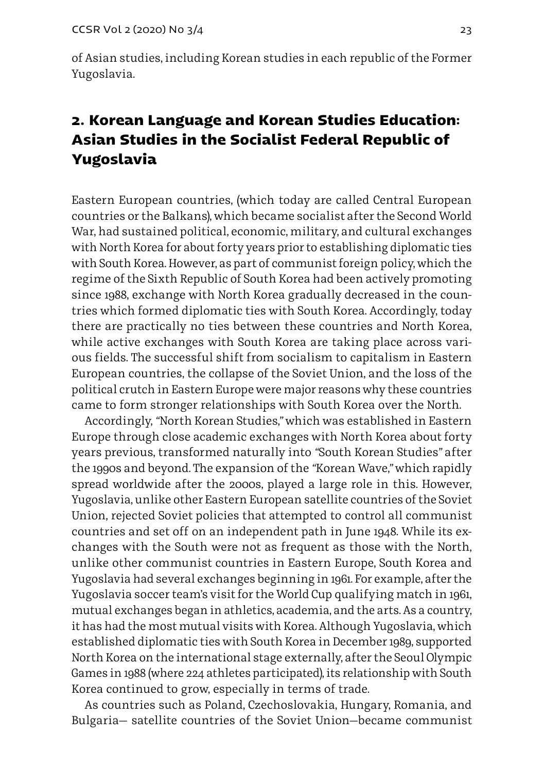of Asian studies, including Korean studies in each republic of the Former Yugoslavia.

## 2. Korean Language and Korean Studies Education: Asian Studies in the Socialist Federal Republic of Yugoslavia

Eastern European countries, (which today are called Central European countries or the Balkans), which became socialist after the Second World War, had sustained political, economic, military, and cultural exchanges with North Korea for about forty years prior to establishing diplomatic ties with South Korea. However, as part of communist foreign policy, which the regime of the Sixth Republic of South Korea had been actively promoting since 1988, exchange with North Korea gradually decreased in the countries which formed diplomatic ties with South Korea. Accordingly, today there are practically no ties between these countries and North Korea, while active exchanges with South Korea are taking place across various fields. The successful shift from socialism to capitalism in Eastern European countries, the collapse of the Soviet Union, and the loss of the political crutch in Eastern Europe were major reasons why these countries came to form stronger relationships with South Korea over the North.

Accordingly, "North Korean Studies," which was established in Eastern Europe through close academic exchanges with North Korea about forty years previous, transformed naturally into "South Korean Studies" after the 1990s and beyond. The expansion of the "Korean Wave," which rapidly spread worldwide after the 2000s, played a large role in this. However, Yugoslavia, unlike other Eastern European satellite countries of the Soviet Union, rejected Soviet policies that attempted to control all communist countries and set off on an independent path in June 1948. While its exchanges with the South were not as frequent as those with the North, unlike other communist countries in Eastern Europe, South Korea and Yugoslavia had several exchanges beginning in 1961. For example, after the Yugoslavia soccer team's visit for the World Cup qualifying match in 1961, mutual exchanges began in athletics, academia, and the arts. As a country, it has had the most mutual visits with Korea. Although Yugoslavia, which established diplomatic ties with South Korea in December 1989, supported North Korea on the international stage externally, after the Seoul Olympic Games in 1988 (where 224 athletes participated), its relationship with South Korea continued to grow, especially in terms of trade.

As countries such as Poland, Czechoslovakia, Hungary, Romania, and Bulgaria— satellite countries of the Soviet Union—became communist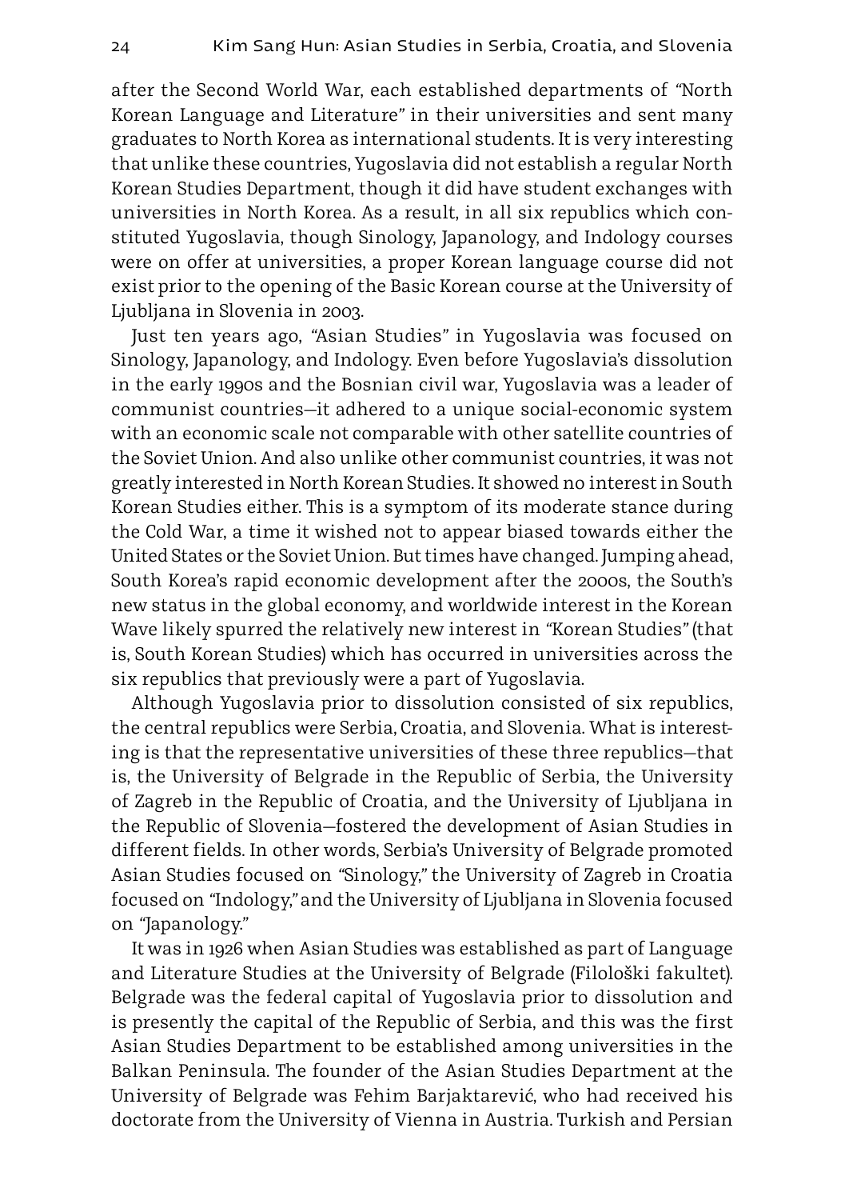after the Second World War, each established departments of "North Korean Language and Literature" in their universities and sent many graduates to North Korea as international students. It is very interesting that unlike these countries, Yugoslavia did not establish a regular North Korean Studies Department, though it did have student exchanges with universities in North Korea. As a result, in all six republics which constituted Yugoslavia, though Sinology, Japanology, and Indology courses were on offer at universities, a proper Korean language course did not exist prior to the opening of the Basic Korean course at the University of Ljubljana in Slovenia in 2003.

Just ten years ago, "Asian Studies" in Yugoslavia was focused on Sinology, Japanology, and Indology. Even before Yugoslavia's dissolution in the early 1990s and the Bosnian civil war, Yugoslavia was a leader of communist countries—it adhered to a unique social-economic system with an economic scale not comparable with other satellite countries of the Soviet Union. And also unlike other communist countries, it was not greatly interested in North Korean Studies. It showed no interest in South Korean Studies either. This is a symptom of its moderate stance during the Cold War, a time it wished not to appear biased towards either the United States or the Soviet Union. But times have changed. Jumping ahead, South Korea's rapid economic development after the 2000s, the South's new status in the global economy, and worldwide interest in the Korean Wave likely spurred the relatively new interest in "Korean Studies" (that is, South Korean Studies) which has occurred in universities across the six republics that previously were a part of Yugoslavia.

Although Yugoslavia prior to dissolution consisted of six republics, the central republics were Serbia, Croatia, and Slovenia. What is interesting is that the representative universities of these three republics—that is, the University of Belgrade in the Republic of Serbia, the University of Zagreb in the Republic of Croatia, and the University of Ljubljana in the Republic of Slovenia—fostered the development of Asian Studies in different fields. In other words, Serbia's University of Belgrade promoted Asian Studies focused on "Sinology," the University of Zagreb in Croatia focused on "Indology," and the University of Ljubljana in Slovenia focused on "Japanology."

It was in 1926 when Asian Studies was established as part of Language and Literature Studies at the University of Belgrade (Filološki fakultet). Belgrade was the federal capital of Yugoslavia prior to dissolution and is presently the capital of the Republic of Serbia, and this was the first Asian Studies Department to be established among universities in the Balkan Peninsula. The founder of the Asian Studies Department at the University of Belgrade was Fehim Barjaktarević, who had received his doctorate from the University of Vienna in Austria. Turkish and Persian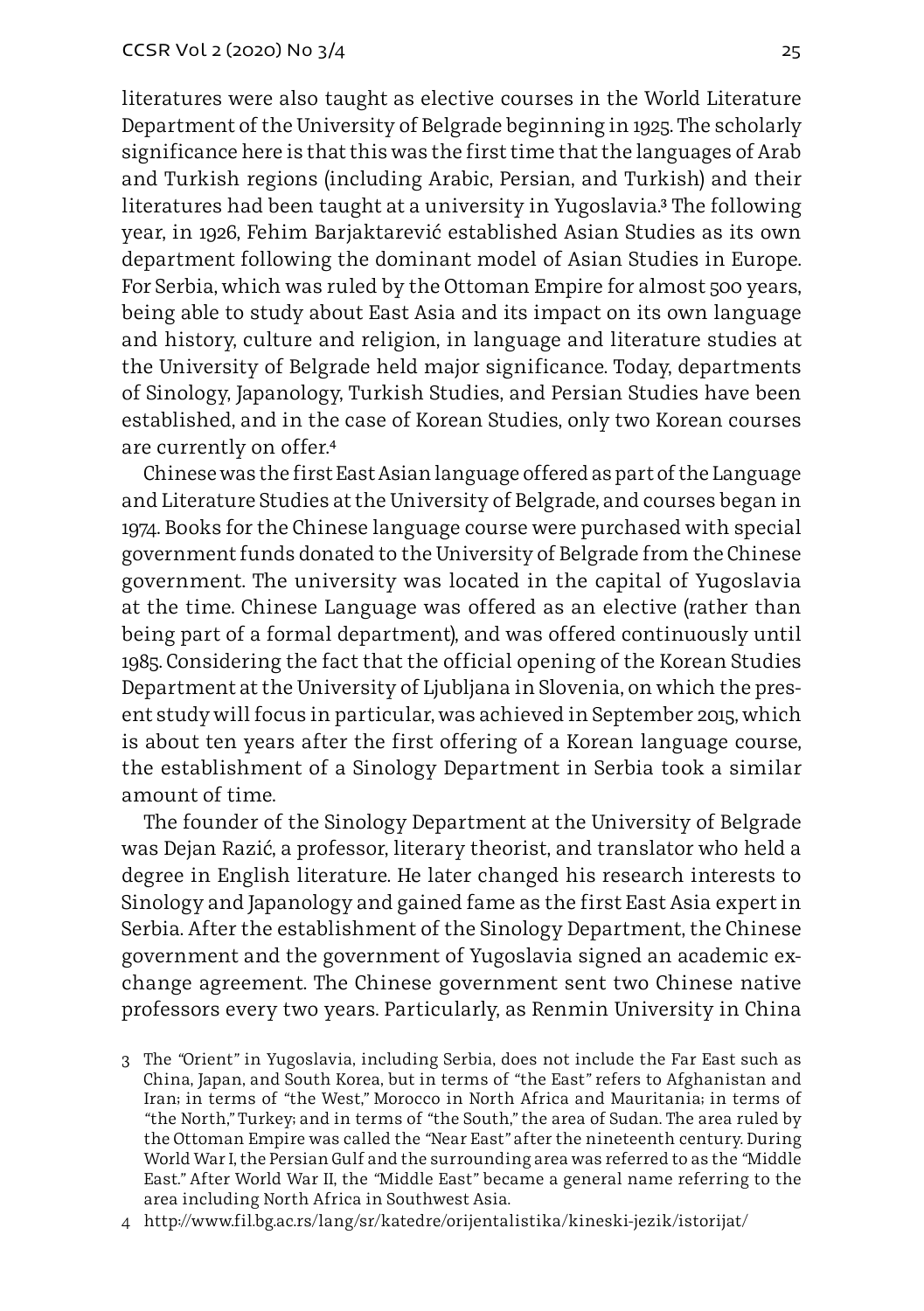literatures were also taught as elective courses in the World Literature Department of the University of Belgrade beginning in 1925. The scholarly significance here is that this was the first time that the languages of Arab and Turkish regions (including Arabic, Persian, and Turkish) and their literatures had been taught at a university in Yugoslavia.[3] The following year, in 1926, Fehim Barjaktarević established Asian Studies as its own department following the dominant model of Asian Studies in Europe. For Serbia, which was ruled by the Ottoman Empire for almost 500 years, being able to study about East Asia and its impact on its own language and history, culture and religion, in language and literature studies at the University of Belgrade held major significance. Today, departments of Sinology, Japanology, Turkish Studies, and Persian Studies have been established, and in the case of Korean Studies, only two Korean courses are currently on offer.[4]

Chinese was the first East Asian language offered as part of the Language and Literature Studies at the University of Belgrade, and courses began in 1974. Books for the Chinese language course were purchased with special government funds donated to the University of Belgrade from the Chinese government. The university was located in the capital of Yugoslavia at the time. Chinese Language was offered as an elective (rather than being part of a formal department), and was offered continuously until 1985. Considering the fact that the official opening of the Korean Studies Department at the University of Ljubljana in Slovenia, on which the present study will focus in particular, was achieved in September 2015, which is about ten years after the first offering of a Korean language course, the establishment of a Sinology Department in Serbia took a similar amount of time.

The founder of the Sinology Department at the University of Belgrade was Dejan Razić, a professor, literary theorist, and translator who held a degree in English literature. He later changed his research interests to Sinology and Japanology and gained fame as the first East Asia expert in Serbia. After the establishment of the Sinology Department, the Chinese government and the government of Yugoslavia signed an academic exchange agreement. The Chinese government sent two Chinese native professors every two years. Particularly, as Renmin University in China

3 The "Orient" in Yugoslavia, including Serbia, does not include the Far East such as China, Japan, and South Korea, but in terms of "the East" refers to Afghanistan and Iran; in terms of "the West," Morocco in North Africa and Mauritania; in terms of "the North," Turkey; and in terms of "the South," the area of Sudan. The area ruled by the Ottoman Empire was called the "Near East" after the nineteenth century. During World War I, the Persian Gulf and the surrounding area was referred to as the "Middle East." After World War II, the "Middle East" became a general name referring to the area including North Africa in Southwest Asia.

4 http://www.fil.bg.ac.rs/lang/sr/katedre/orijentalistika/kineski-jezik/istorijat/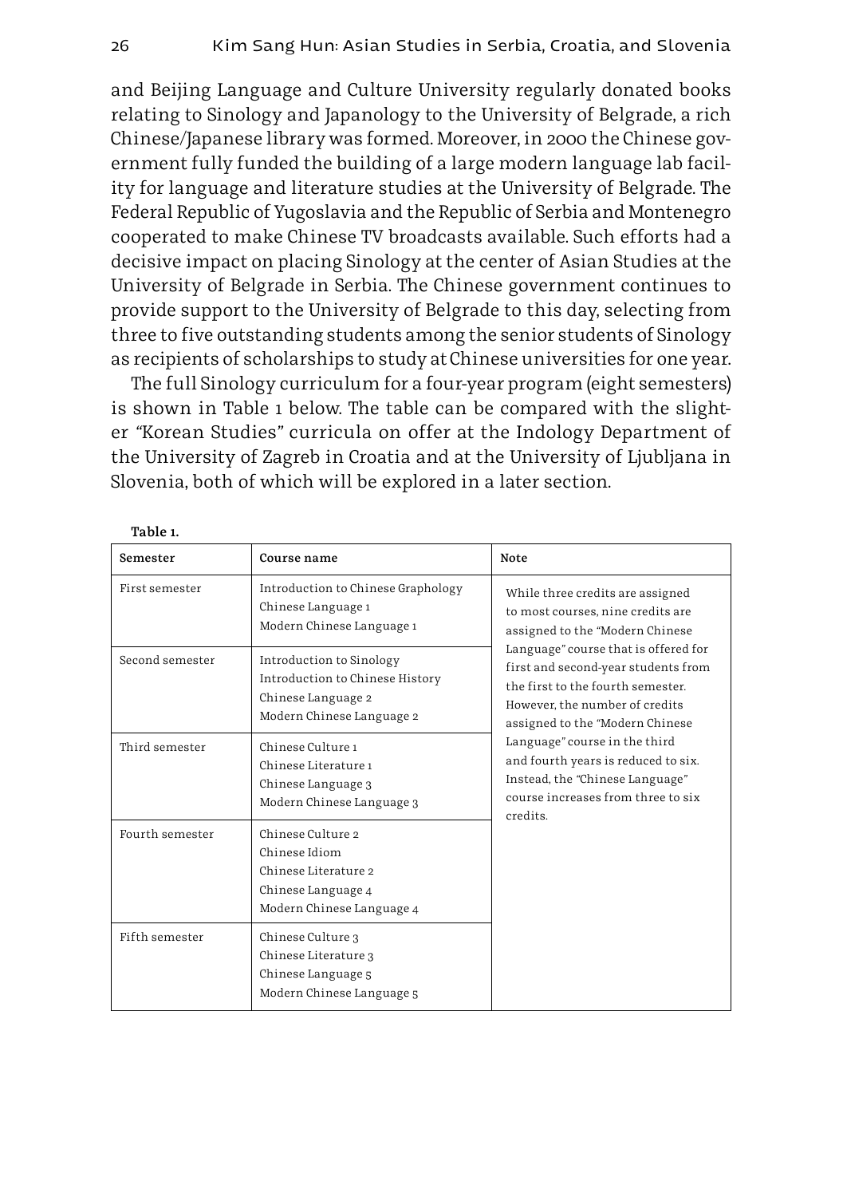and Beijing Language and Culture University regularly donated books relating to Sinology and Japanology to the University of Belgrade, a rich Chinese/Japanese library was formed. Moreover, in 2000 the Chinese government fully funded the building of a large modern language lab facility for language and literature studies at the University of Belgrade. The Federal Republic of Yugoslavia and the Republic of Serbia and Montenegro cooperated to make Chinese TV broadcasts available. Such efforts had a decisive impact on placing Sinology at the center of Asian Studies at the University of Belgrade in Serbia. The Chinese government continues to provide support to the University of Belgrade to this day, selecting from three to five outstanding students among the senior students of Sinology as recipients of scholarships to study at Chinese universities for one year.

The full Sinology curriculum for a four-year program (eight semesters) is shown in Table 1 below. The table can be compared with the slighter "Korean Studies" curricula on offer at the Indology Department of the University of Zagreb in Croatia and at the University of Ljubljana in Slovenia, both of which will be explored in a later section.

**Table 1.**

| Semester | Course name | Note |
|---|---|---|
| First semester | Introduction to Chinese Graphology<br>Chinese Language 1<br>Modern Chinese Language 1 | While three credits are assigned to most courses, nine credits are assigned to the "Modern Chinese Language" course that is offered for first and second-year students from the first to the fourth semester. However, the number of credits assigned to the "Modern Chinese Language" course in the third and fourth years is reduced to six. Instead, the "Chinese Language" course increases from three to six credits. |
| Second semester | Introduction to Sinology<br>Introduction to Chinese History<br>Chinese Language 2<br>Modern Chinese Language 2 | |
| Third semester | Chinese Culture 1<br>Chinese Literature 1<br>Chinese Language 3<br>Modern Chinese Language 3 | |
| Fourth semester | Chinese Culture 2<br>Chinese Idiom<br>Chinese Literature 2<br>Chinese Language 4<br>Modern Chinese Language 4 | |
| Fifth semester | Chinese Culture 3<br>Chinese Literature 3<br>Chinese Language 5<br>Modern Chinese Language 5 | |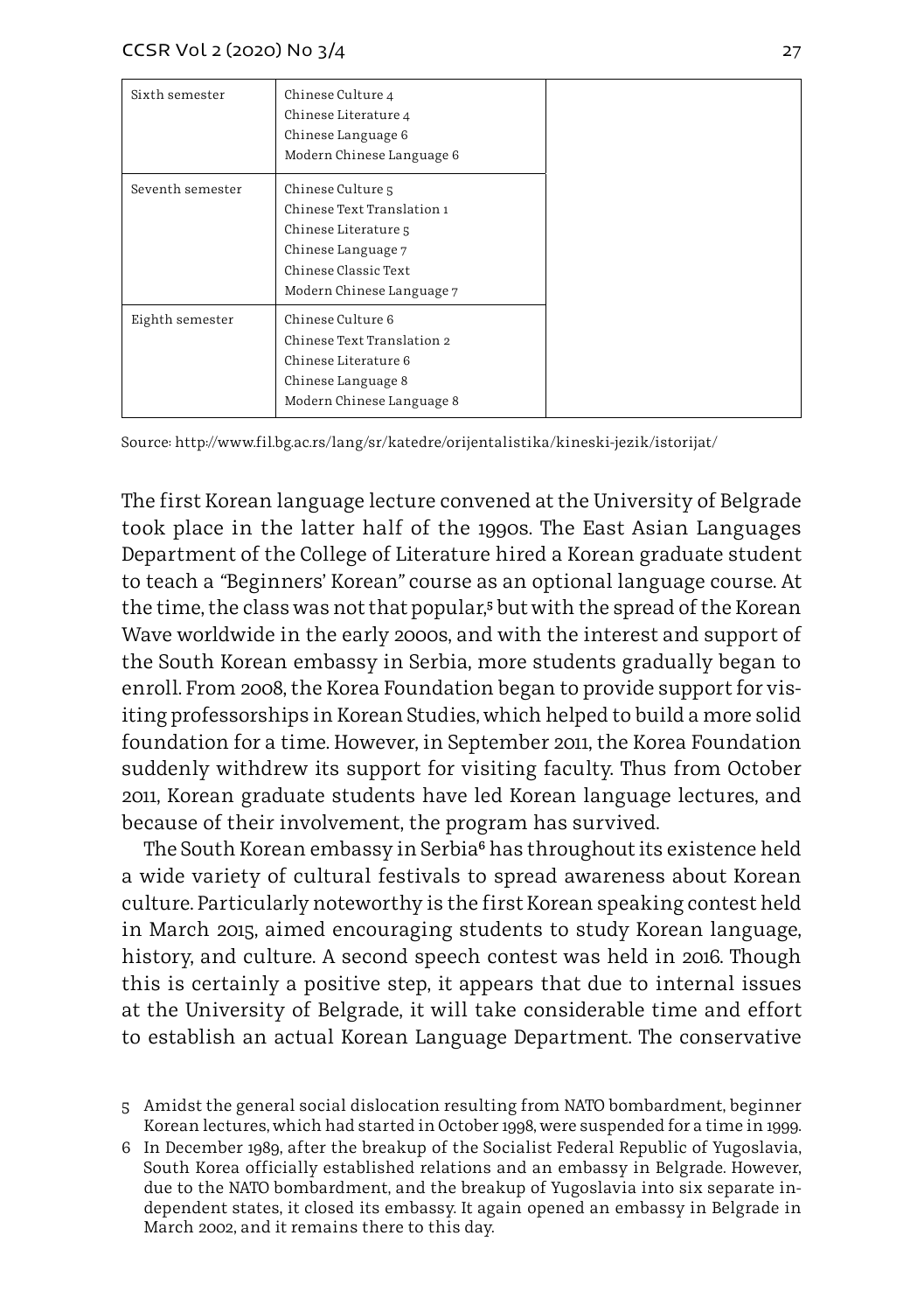| | | |
|---|---|---|
| Sixth semester | Chinese Culture 4<br>Chinese Literature 4<br>Chinese Language 6<br>Modern Chinese Language 6 | |
| Seventh semester | Chinese Culture 5<br>Chinese Text Translation 1<br>Chinese Literature 5<br>Chinese Language 7<br>Chinese Classic Text<br>Modern Chinese Language 7 | |
| Eighth semester | Chinese Culture 6<br>Chinese Text Translation 2<br>Chinese Literature 6<br>Chinese Language 8<br>Modern Chinese Language 8 | |

Source: http://www.fil.bg.ac.rs/lang/sr/katedre/orijentalistika/kineski-jezik/istorijat/

The first Korean language lecture convened at the University of Belgrade took place in the latter half of the 1990s. The East Asian Languages Department of the College of Literature hired a Korean graduate student to teach a "Beginners' Korean" course as an optional language course. At the time, the class was not that popular,[5] but with the spread of the Korean Wave worldwide in the early 2000s, and with the interest and support of the South Korean embassy in Serbia, more students gradually began to enroll. From 2008, the Korea Foundation began to provide support for visiting professorships in Korean Studies, which helped to build a more solid foundation for a time. However, in September 2011, the Korea Foundation suddenly withdrew its support for visiting faculty. Thus from October 2011, Korean graduate students have led Korean language lectures, and because of their involvement, the program has survived.

The South Korean embassy in Serbia[6] has throughout its existence held a wide variety of cultural festivals to spread awareness about Korean culture. Particularly noteworthy is the first Korean speaking contest held in March 2015, aimed encouraging students to study Korean language, history, and culture. A second speech contest was held in 2016. Though this is certainly a positive step, it appears that due to internal issues at the University of Belgrade, it will take considerable time and effort to establish an actual Korean Language Department. The conservative

5 Amidst the general social dislocation resulting from NATO bombardment, beginner Korean lectures, which had started in October 1998, were suspended for a time in 1999.

6 In December 1989, after the breakup of the Socialist Federal Republic of Yugoslavia, South Korea officially established relations and an embassy in Belgrade. However, due to the NATO bombardment, and the breakup of Yugoslavia into six separate independent states, it closed its embassy. It again opened an embassy in Belgrade in March 2002, and it remains there to this day.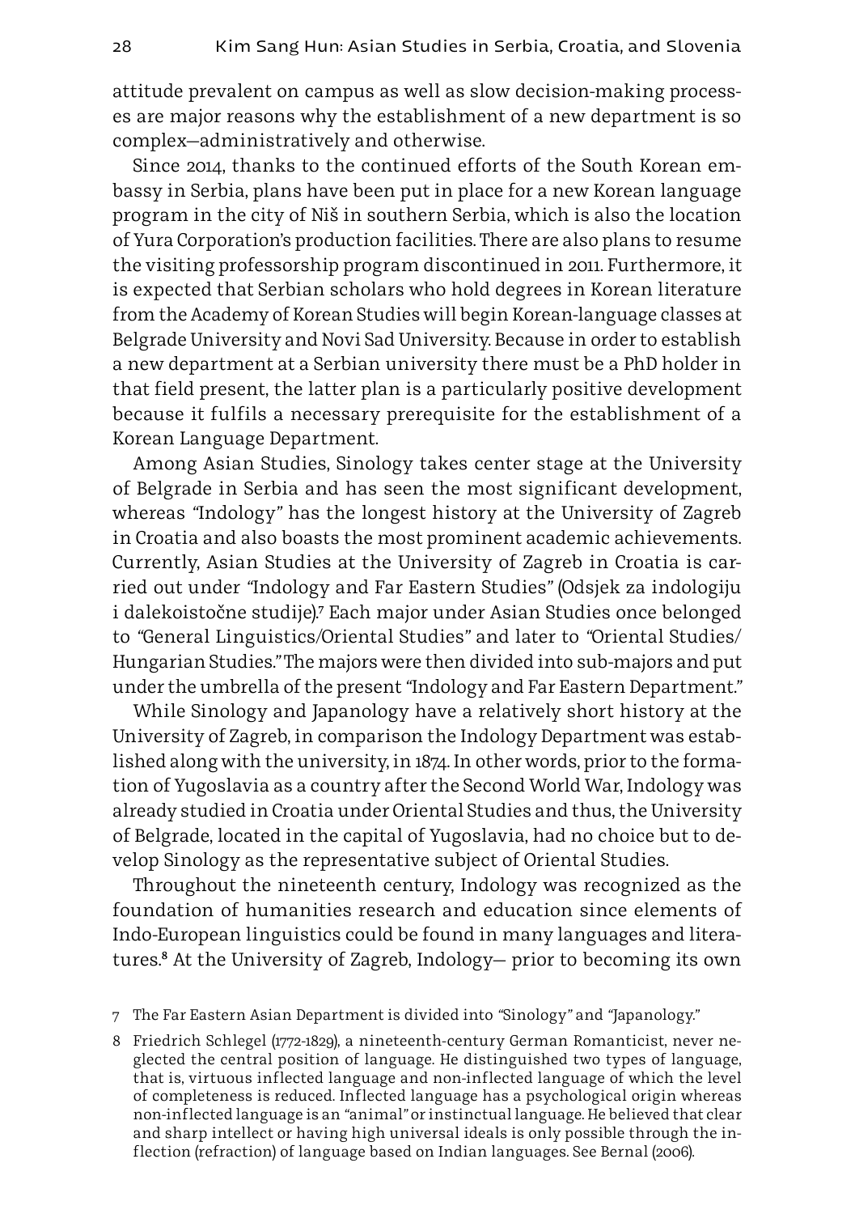attitude prevalent on campus as well as slow decision-making processes are major reasons why the establishment of a new department is so complex—administratively and otherwise.

Since 2014, thanks to the continued efforts of the South Korean embassy in Serbia, plans have been put in place for a new Korean language program in the city of Niš in southern Serbia, which is also the location of Yura Corporation's production facilities. There are also plans to resume the visiting professorship program discontinued in 2011. Furthermore, it is expected that Serbian scholars who hold degrees in Korean literature from the Academy of Korean Studies will begin Korean-language classes at Belgrade University and Novi Sad University. Because in order to establish a new department at a Serbian university there must be a PhD holder in that field present, the latter plan is a particularly positive development because it fulfils a necessary prerequisite for the establishment of a Korean Language Department.

Among Asian Studies, Sinology takes center stage at the University of Belgrade in Serbia and has seen the most significant development, whereas "Indology" has the longest history at the University of Zagreb in Croatia and also boasts the most prominent academic achievements. Currently, Asian Studies at the University of Zagreb in Croatia is carried out under "Indology and Far Eastern Studies" (Odsjek za indologiju i dalekoistočne studije).[7] Each major under Asian Studies once belonged to "General Linguistics/Oriental Studies" and later to "Oriental Studies/Hungarian Studies." The majors were then divided into sub-majors and put under the umbrella of the present "Indology and Far Eastern Department."

While Sinology and Japanology have a relatively short history at the University of Zagreb, in comparison the Indology Department was established along with the university, in 1874. In other words, prior to the formation of Yugoslavia as a country after the Second World War, Indology was already studied in Croatia under Oriental Studies and thus, the University of Belgrade, located in the capital of Yugoslavia, had no choice but to develop Sinology as the representative subject of Oriental Studies.

Throughout the nineteenth century, Indology was recognized as the foundation of humanities research and education since elements of Indo-European linguistics could be found in many languages and literatures.[8] At the University of Zagreb, Indology— prior to becoming its own

7 The Far Eastern Asian Department is divided into "Sinology" and "Japanology."

8 Friedrich Schlegel (1772-1829), a nineteenth-century German Romanticist, never neglected the central position of language. He distinguished two types of language, that is, virtuous inflected language and non-inflected language of which the level of completeness is reduced. Inflected language has a psychological origin whereas non-inflected language is an "animal" or instinctual language. He believed that clear and sharp intellect or having high universal ideals is only possible through the inflection (refraction) of language based on Indian languages. See Bernal (2006).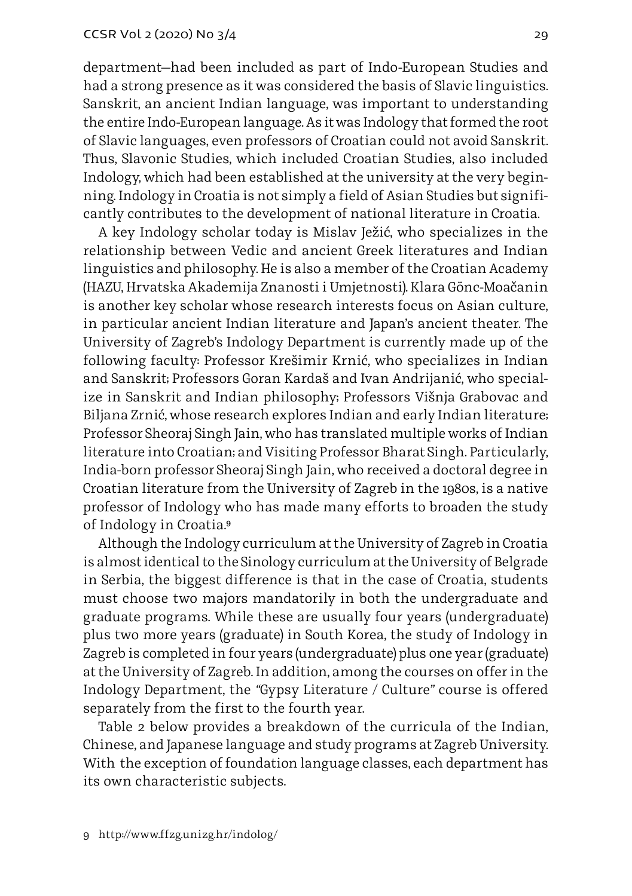department—had been included as part of Indo-European Studies and had a strong presence as it was considered the basis of Slavic linguistics. Sanskrit, an ancient Indian language, was important to understanding the entire Indo-European language. As it was Indology that formed the root of Slavic languages, even professors of Croatian could not avoid Sanskrit. Thus, Slavonic Studies, which included Croatian Studies, also included Indology, which had been established at the university at the very beginning. Indology in Croatia is not simply a field of Asian Studies but significantly contributes to the development of national literature in Croatia.

A key Indology scholar today is Mislav Ježić, who specializes in the relationship between Vedic and ancient Greek literatures and Indian linguistics and philosophy. He is also a member of the Croatian Academy (HAZU, Hrvatska Akademija Znanosti i Umjetnosti). Klara Gönc-Moačanin is another key scholar whose research interests focus on Asian culture, in particular ancient Indian literature and Japan's ancient theater. The University of Zagreb's Indology Department is currently made up of the following faculty: Professor Krešimir Krnić, who specializes in Indian and Sanskrit; Professors Goran Kardaš and Ivan Andrijanić, who specialize in Sanskrit and Indian philosophy; Professors Višnja Grabovac and Biljana Zrnić, whose research explores Indian and early Indian literature; Professor Sheoraj Singh Jain, who has translated multiple works of Indian literature into Croatian; and Visiting Professor Bharat Singh. Particularly, India-born professor Sheoraj Singh Jain, who received a doctoral degree in Croatian literature from the University of Zagreb in the 1980s, is a native professor of Indology who has made many efforts to broaden the study of Indology in Croatia.[9]

Although the Indology curriculum at the University of Zagreb in Croatia is almost identical to the Sinology curriculum at the University of Belgrade in Serbia, the biggest difference is that in the case of Croatia, students must choose two majors mandatorily in both the undergraduate and graduate programs. While these are usually four years (undergraduate) plus two more years (graduate) in South Korea, the study of Indology in Zagreb is completed in four years (undergraduate) plus one year (graduate) at the University of Zagreb. In addition, among the courses on offer in the Indology Department, the "Gypsy Literature / Culture" course is offered separately from the first to the fourth year.

Table 2 below provides a breakdown of the curricula of the Indian, Chinese, and Japanese language and study programs at Zagreb University. With the exception of foundation language classes, each department has its own characteristic subjects.

9 http://www.ffzg.unizg.hr/indolog/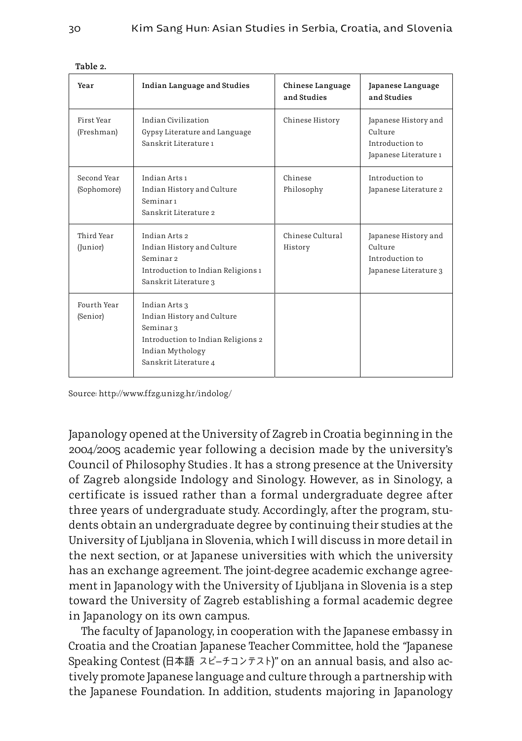**Table 2.**

| Year | Indian Language and Studies | Chinese Language and Studies | Japanese Language and Studies |
|---|---|---|---|
| First Year (Freshman) | Indian Civilization<br>Gypsy Literature and Language<br>Sanskrit Literature 1 | Chinese History | Japanese History and Culture<br>Introduction to Japanese Literature 1 |
| Second Year (Sophomore) | Indian Arts 1<br>Indian History and Culture<br>Seminar 1<br>Sanskrit Literature 2 | Chinese Philosophy | Introduction to Japanese Literature 2 |
| Third Year (Junior) | Indian Arts 2<br>Indian History and Culture<br>Seminar 2<br>Introduction to Indian Religions 1<br>Sanskrit Literature 3 | Chinese Cultural History | Japanese History and Culture<br>Introduction to Japanese Literature 3 |
| Fourth Year (Senior) | Indian Arts 3<br>Indian History and Culture<br>Seminar 3<br>Introduction to Indian Religions 2<br>Indian Mythology<br>Sanskrit Literature 4 | | |

Source: http://www.ffzg.unizg.hr/indolog/

Japanology opened at the University of Zagreb in Croatia beginning in the 2004/2005 academic year following a decision made by the university's Council of Philosophy Studies . It has a strong presence at the University of Zagreb alongside Indology and Sinology. However, as in Sinology, a certificate is issued rather than a formal undergraduate degree after three years of undergraduate study. Accordingly, after the program, students obtain an undergraduate degree by continuing their studies at the University of Ljubljana in Slovenia, which I will discuss in more detail in the next section, or at Japanese universities with which the university has an exchange agreement. The joint-degree academic exchange agreement in Japanology with the University of Ljubljana in Slovenia is a step toward the University of Zagreb establishing a formal academic degree in Japanology on its own campus.

The faculty of Japanology, in cooperation with the Japanese embassy in Croatia and the Croatian Japanese Teacher Committee, hold the "Japanese Speaking Contest (日本語 スピーチコンテスト)" on an annual basis, and also actively promote Japanese language and culture through a partnership with the Japanese Foundation. In addition, students majoring in Japanology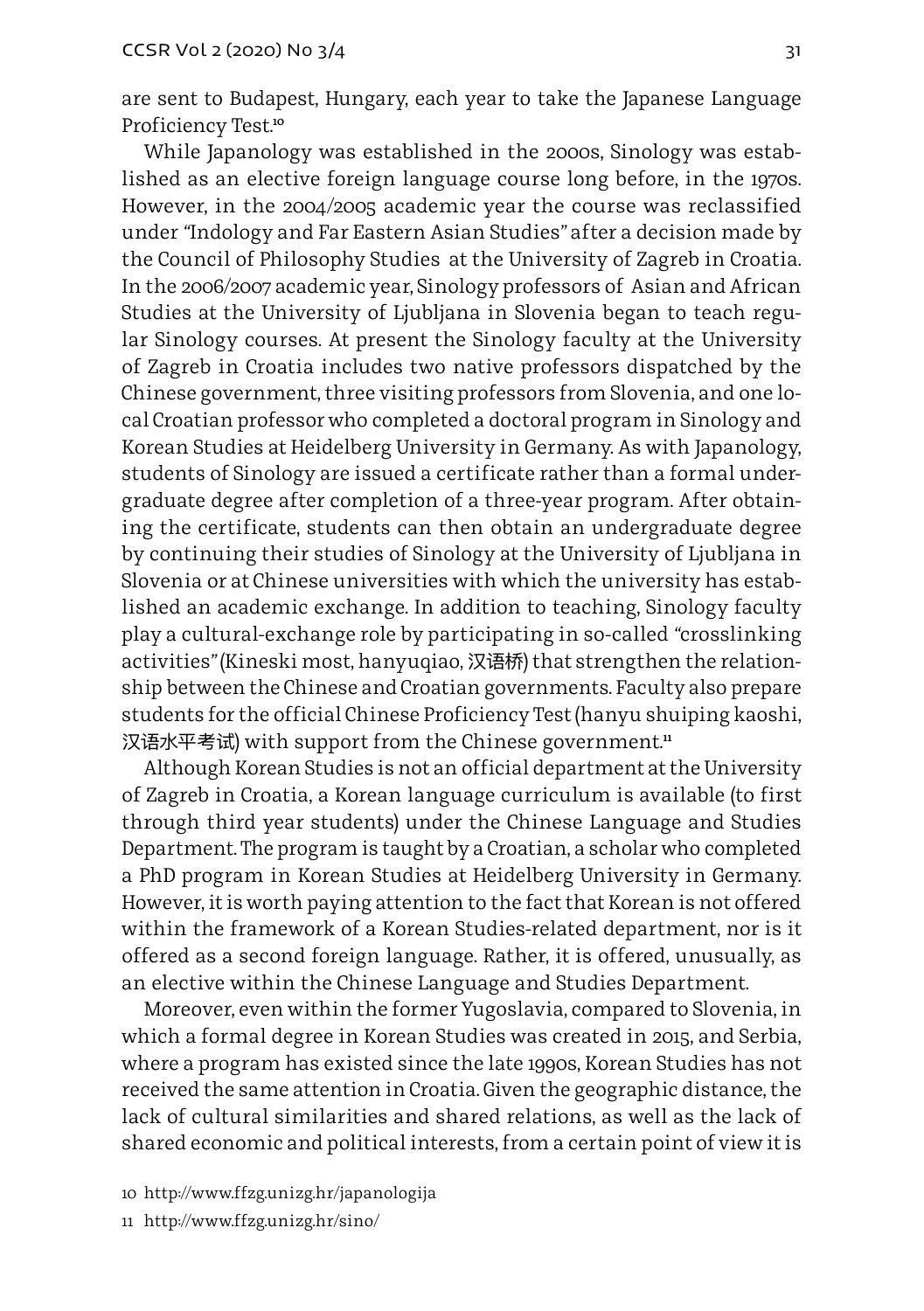are sent to Budapest, Hungary, each year to take the Japanese Language Proficiency Test.[10]

While Japanology was established in the 2000s, Sinology was established as an elective foreign language course long before, in the 1970s. However, in the 2004/2005 academic year the course was reclassified under "Indology and Far Eastern Asian Studies" after a decision made by the Council of Philosophy Studies at the University of Zagreb in Croatia. In the 2006/2007 academic year, Sinology professors of Asian and African Studies at the University of Ljubljana in Slovenia began to teach regular Sinology courses. At present the Sinology faculty at the University of Zagreb in Croatia includes two native professors dispatched by the Chinese government, three visiting professors from Slovenia, and one local Croatian professor who completed a doctoral program in Sinology and Korean Studies at Heidelberg University in Germany. As with Japanology, students of Sinology are issued a certificate rather than a formal undergraduate degree after completion of a three-year program. After obtaining the certificate, students can then obtain an undergraduate degree by continuing their studies of Sinology at the University of Ljubljana in Slovenia or at Chinese universities with which the university has established an academic exchange. In addition to teaching, Sinology faculty play a cultural-exchange role by participating in so-called "crosslinking activities" (Kineski most, hanyuqiao, 汉语桥) that strengthen the relationship between the Chinese and Croatian governments. Faculty also prepare students for the official Chinese Proficiency Test (hanyu shuiping kaoshi, 汉语水平考试) with support from the Chinese government.[11]

Although Korean Studies is not an official department at the University of Zagreb in Croatia, a Korean language curriculum is available (to first through third year students) under the Chinese Language and Studies Department. The program is taught by a Croatian, a scholar who completed a PhD program in Korean Studies at Heidelberg University in Germany. However, it is worth paying attention to the fact that Korean is not offered within the framework of a Korean Studies-related department, nor is it offered as a second foreign language. Rather, it is offered, unusually, as an elective within the Chinese Language and Studies Department.

Moreover, even within the former Yugoslavia, compared to Slovenia, in which a formal degree in Korean Studies was created in 2015, and Serbia, where a program has existed since the late 1990s, Korean Studies has not received the same attention in Croatia. Given the geographic distance, the lack of cultural similarities and shared relations, as well as the lack of shared economic and political interests, from a certain point of view it is

10 http://www.ffzg.unizg.hr/japanologija

11 http://www.ffzg.unizg.hr/sino/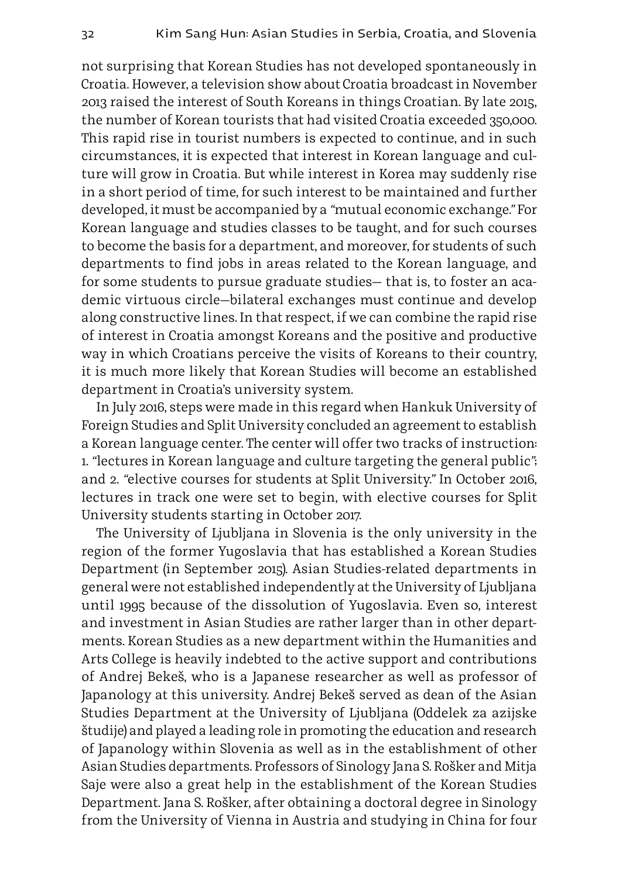not surprising that Korean Studies has not developed spontaneously in Croatia. However, a television show about Croatia broadcast in November 2013 raised the interest of South Koreans in things Croatian. By late 2015, the number of Korean tourists that had visited Croatia exceeded 350,000. This rapid rise in tourist numbers is expected to continue, and in such circumstances, it is expected that interest in Korean language and culture will grow in Croatia. But while interest in Korea may suddenly rise in a short period of time, for such interest to be maintained and further developed, it must be accompanied by a "mutual economic exchange." For Korean language and studies classes to be taught, and for such courses to become the basis for a department, and moreover, for students of such departments to find jobs in areas related to the Korean language, and for some students to pursue graduate studies— that is, to foster an academic virtuous circle—bilateral exchanges must continue and develop along constructive lines. In that respect, if we can combine the rapid rise of interest in Croatia amongst Koreans and the positive and productive way in which Croatians perceive the visits of Koreans to their country, it is much more likely that Korean Studies will become an established department in Croatia's university system.

In July 2016, steps were made in this regard when Hankuk University of Foreign Studies and Split University concluded an agreement to establish a Korean language center. The center will offer two tracks of instruction: 1. "lectures in Korean language and culture targeting the general public"; and 2. "elective courses for students at Split University." In October 2016, lectures in track one were set to begin, with elective courses for Split University students starting in October 2017.

The University of Ljubljana in Slovenia is the only university in the region of the former Yugoslavia that has established a Korean Studies Department (in September 2015). Asian Studies-related departments in general were not established independently at the University of Ljubljana until 1995 because of the dissolution of Yugoslavia. Even so, interest and investment in Asian Studies are rather larger than in other departments. Korean Studies as a new department within the Humanities and Arts College is heavily indebted to the active support and contributions of Andrej Bekeš, who is a Japanese researcher as well as professor of Japanology at this university. Andrej Bekeš served as dean of the Asian Studies Department at the University of Ljubljana (Oddelek za azijske študije) and played a leading role in promoting the education and research of Japanology within Slovenia as well as in the establishment of other Asian Studies departments. Professors of Sinology Jana S. Rošker and Mitja Saje were also a great help in the establishment of the Korean Studies Department. Jana S. Rošker, after obtaining a doctoral degree in Sinology from the University of Vienna in Austria and studying in China for four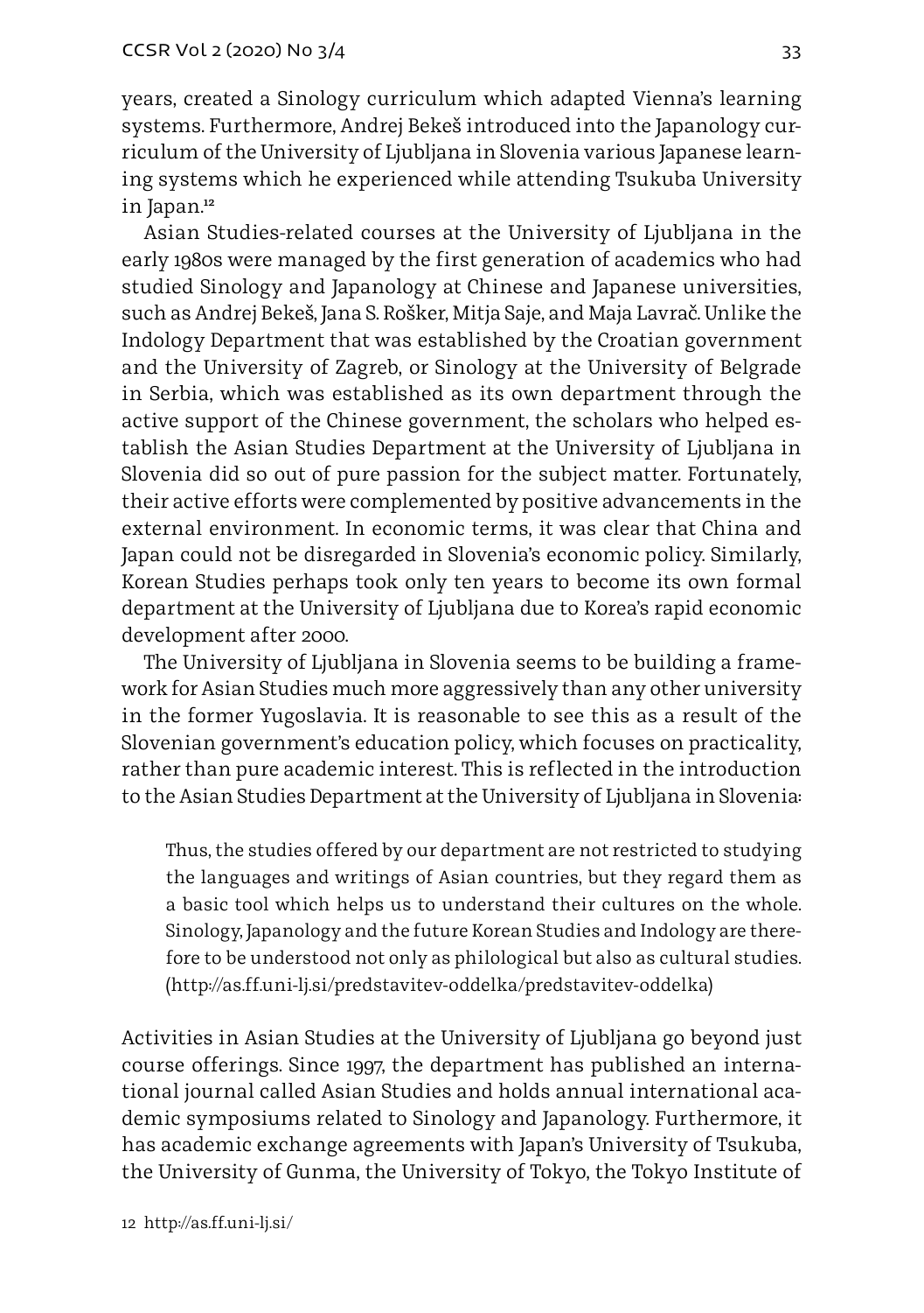years, created a Sinology curriculum which adapted Vienna's learning systems. Furthermore, Andrej Bekeš introduced into the Japanology curriculum of the University of Ljubljana in Slovenia various Japanese learning systems which he experienced while attending Tsukuba University in Japan.[12]

Asian Studies-related courses at the University of Ljubljana in the early 1980s were managed by the first generation of academics who had studied Sinology and Japanology at Chinese and Japanese universities, such as Andrej Bekeš, Jana S. Rošker, Mitja Saje, and Maja Lavrač. Unlike the Indology Department that was established by the Croatian government and the University of Zagreb, or Sinology at the University of Belgrade in Serbia, which was established as its own department through the active support of the Chinese government, the scholars who helped establish the Asian Studies Department at the University of Ljubljana in Slovenia did so out of pure passion for the subject matter. Fortunately, their active efforts were complemented by positive advancements in the external environment. In economic terms, it was clear that China and Japan could not be disregarded in Slovenia's economic policy. Similarly, Korean Studies perhaps took only ten years to become its own formal department at the University of Ljubljana due to Korea's rapid economic development after 2000.

The University of Ljubljana in Slovenia seems to be building a framework for Asian Studies much more aggressively than any other university in the former Yugoslavia. It is reasonable to see this as a result of the Slovenian government's education policy, which focuses on practicality, rather than pure academic interest. This is reflected in the introduction to the Asian Studies Department at the University of Ljubljana in Slovenia:

> Thus, the studies offered by our department are not restricted to studying the languages and writings of Asian countries, but they regard them as a basic tool which helps us to understand their cultures on the whole. Sinology, Japanology and the future Korean Studies and Indology are therefore to be understood not only as philological but also as cultural studies. (http://as.ff.uni-lj.si/predstavitev-oddelka/predstavitev-oddelka)

Activities in Asian Studies at the University of Ljubljana go beyond just course offerings. Since 1997, the department has published an international journal called Asian Studies and holds annual international academic symposiums related to Sinology and Japanology. Furthermore, it has academic exchange agreements with Japan's University of Tsukuba, the University of Gunma, the University of Tokyo, the Tokyo Institute of

12 http://as.ff.uni-lj.si/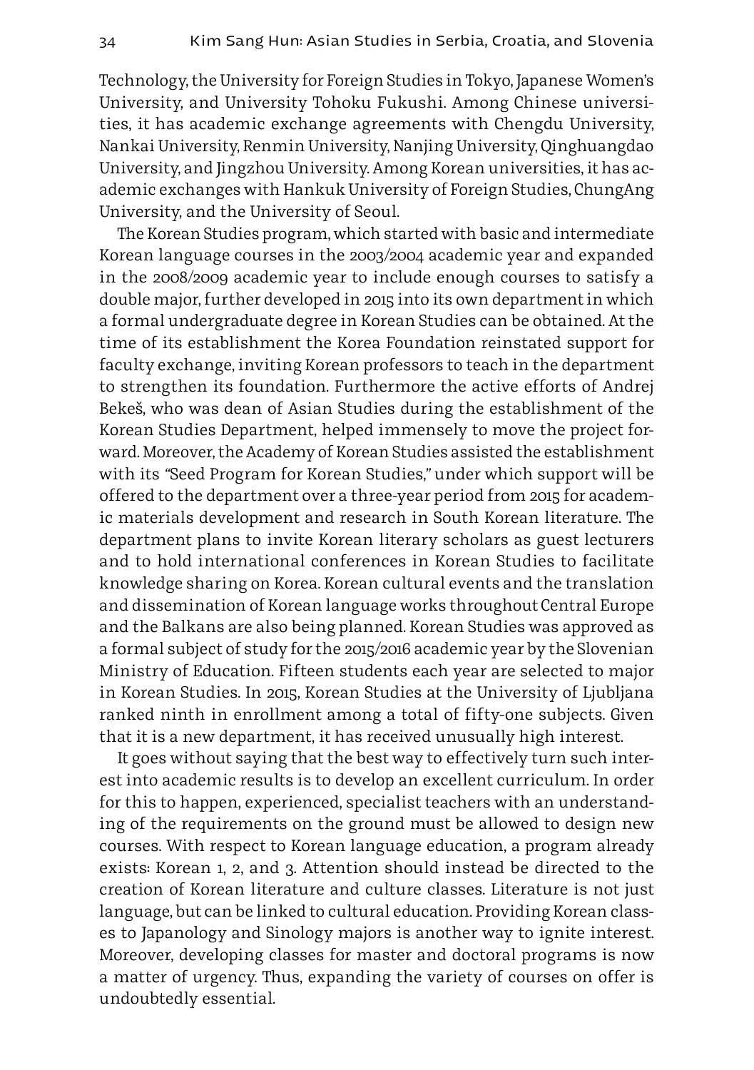Technology, the University for Foreign Studies in Tokyo, Japanese Women's University, and University Tohoku Fukushi. Among Chinese universities, it has academic exchange agreements with Chengdu University, Nankai University, Renmin University, Nanjing University, Qinghuangdao University, and Jingzhou University. Among Korean universities, it has academic exchanges with Hankuk University of Foreign Studies, ChungAng University, and the University of Seoul.

The Korean Studies program, which started with basic and intermediate Korean language courses in the 2003/2004 academic year and expanded in the 2008/2009 academic year to include enough courses to satisfy a double major, further developed in 2015 into its own department in which a formal undergraduate degree in Korean Studies can be obtained. At the time of its establishment the Korea Foundation reinstated support for faculty exchange, inviting Korean professors to teach in the department to strengthen its foundation. Furthermore the active efforts of Andrej Bekeš, who was dean of Asian Studies during the establishment of the Korean Studies Department, helped immensely to move the project forward. Moreover, the Academy of Korean Studies assisted the establishment with its "Seed Program for Korean Studies," under which support will be offered to the department over a three-year period from 2015 for academic materials development and research in South Korean literature. The department plans to invite Korean literary scholars as guest lecturers and to hold international conferences in Korean Studies to facilitate knowledge sharing on Korea. Korean cultural events and the translation and dissemination of Korean language works throughout Central Europe and the Balkans are also being planned. Korean Studies was approved as a formal subject of study for the 2015/2016 academic year by the Slovenian Ministry of Education. Fifteen students each year are selected to major in Korean Studies. In 2015, Korean Studies at the University of Ljubljana ranked ninth in enrollment among a total of fifty-one subjects. Given that it is a new department, it has received unusually high interest.

It goes without saying that the best way to effectively turn such interest into academic results is to develop an excellent curriculum. In order for this to happen, experienced, specialist teachers with an understanding of the requirements on the ground must be allowed to design new courses. With respect to Korean language education, a program already exists: Korean 1, 2, and 3. Attention should instead be directed to the creation of Korean literature and culture classes. Literature is not just language, but can be linked to cultural education. Providing Korean classes to Japanology and Sinology majors is another way to ignite interest. Moreover, developing classes for master and doctoral programs is now a matter of urgency. Thus, expanding the variety of courses on offer is undoubtedly essential.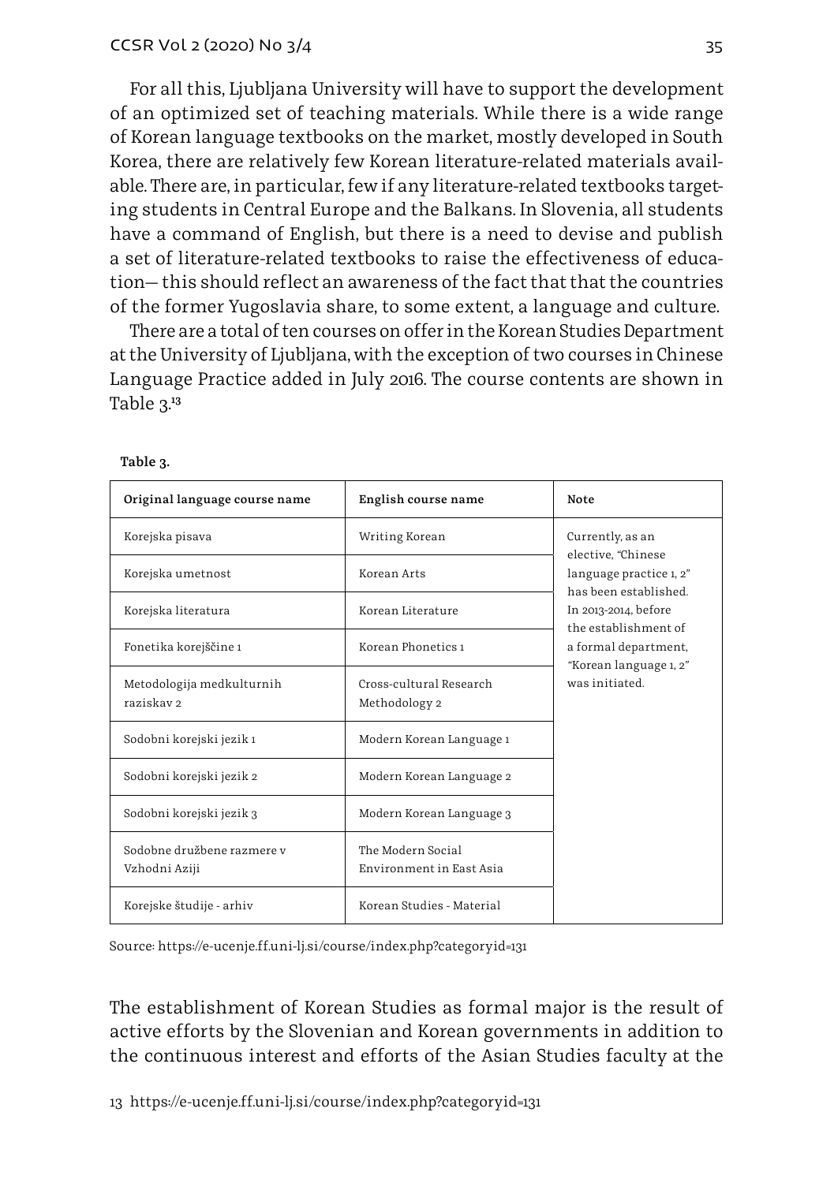For all this, Ljubljana University will have to support the development of an optimized set of teaching materials. While there is a wide range of Korean language textbooks on the market, mostly developed in South Korea, there are relatively few Korean literature-related materials available. There are, in particular, few if any literature-related textbooks targeting students in Central Europe and the Balkans. In Slovenia, all students have a command of English, but there is a need to devise and publish a set of literature-related textbooks to raise the effectiveness of education— this should reflect an awareness of the fact that that the countries of the former Yugoslavia share, to some extent, a language and culture.

There are a total of ten courses on offer in the Korean Studies Department at the University of Ljubljana, with the exception of two courses in Chinese Language Practice added in July 2016. The course contents are shown in Table 3.[13]

**Table 3.**

| Original language course name | English course name | Note |
|---|---|---|
| Korejska pisava | Writing Korean | Currently, as an elective, "Chinese language practice 1, 2" has been established. In 2013-2014, before the establishment of a formal department, "Korean language 1, 2" was initiated. |
| Korejska umetnost | Korean Arts | |
| Korejska literatura | Korean Literature | |
| Fonetika korejščine 1 | Korean Phonetics 1 | |
| Metodologija medkulturnih raziskav 2 | Cross-cultural Research Methodology 2 | |
| Sodobni korejski jezik 1 | Modern Korean Language 1 | |
| Sodobni korejski jezik 2 | Modern Korean Language 2 | |
| Sodobni korejski jezik 3 | Modern Korean Language 3 | |
| Sodobne družbene razmere v Vzhodni Aziji | The Modern Social Environment in East Asia | |
| Korejske študije - arhiv | Korean Studies - Material | |

Source: https://e-ucenje.ff.uni-lj.si/course/index.php?categoryid=131

The establishment of Korean Studies as formal major is the result of active efforts by the Slovenian and Korean governments in addition to the continuous interest and efforts of the Asian Studies faculty at the

13 https://e-ucenje.ff.uni-lj.si/course/index.php?categoryid=131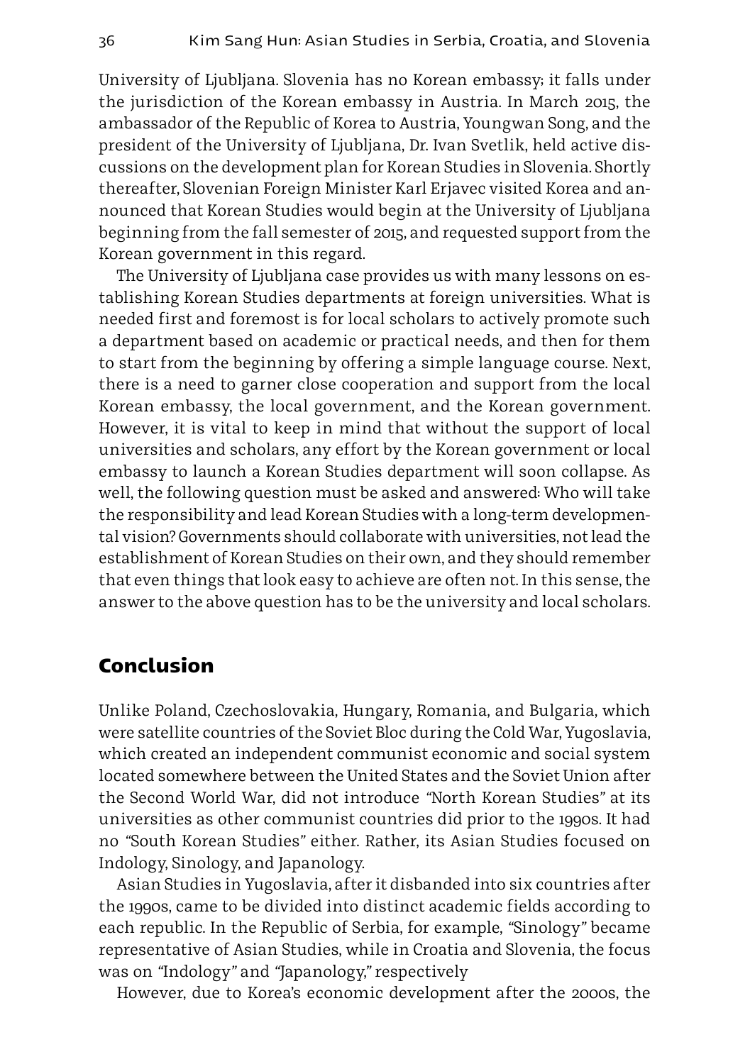University of Ljubljana. Slovenia has no Korean embassy; it falls under the jurisdiction of the Korean embassy in Austria. In March 2015, the ambassador of the Republic of Korea to Austria, Youngwan Song, and the president of the University of Ljubljana, Dr. Ivan Svetlik, held active discussions on the development plan for Korean Studies in Slovenia. Shortly thereafter, Slovenian Foreign Minister Karl Erjavec visited Korea and announced that Korean Studies would begin at the University of Ljubljana beginning from the fall semester of 2015, and requested support from the Korean government in this regard.

The University of Ljubljana case provides us with many lessons on establishing Korean Studies departments at foreign universities. What is needed first and foremost is for local scholars to actively promote such a department based on academic or practical needs, and then for them to start from the beginning by offering a simple language course. Next, there is a need to garner close cooperation and support from the local Korean embassy, the local government, and the Korean government. However, it is vital to keep in mind that without the support of local universities and scholars, any effort by the Korean government or local embassy to launch a Korean Studies department will soon collapse. As well, the following question must be asked and answered: Who will take the responsibility and lead Korean Studies with a long-term developmental vision? Governments should collaborate with universities, not lead the establishment of Korean Studies on their own, and they should remember that even things that look easy to achieve are often not. In this sense, the answer to the above question has to be the university and local scholars.

## Conclusion

Unlike Poland, Czechoslovakia, Hungary, Romania, and Bulgaria, which were satellite countries of the Soviet Bloc during the Cold War, Yugoslavia, which created an independent communist economic and social system located somewhere between the United States and the Soviet Union after the Second World War, did not introduce "North Korean Studies" at its universities as other communist countries did prior to the 1990s. It had no "South Korean Studies" either. Rather, its Asian Studies focused on Indology, Sinology, and Japanology.

Asian Studies in Yugoslavia, after it disbanded into six countries after the 1990s, came to be divided into distinct academic fields according to each republic. In the Republic of Serbia, for example, "Sinology" became representative of Asian Studies, while in Croatia and Slovenia, the focus was on "Indology" and "Japanology," respectively

However, due to Korea's economic development after the 2000s, the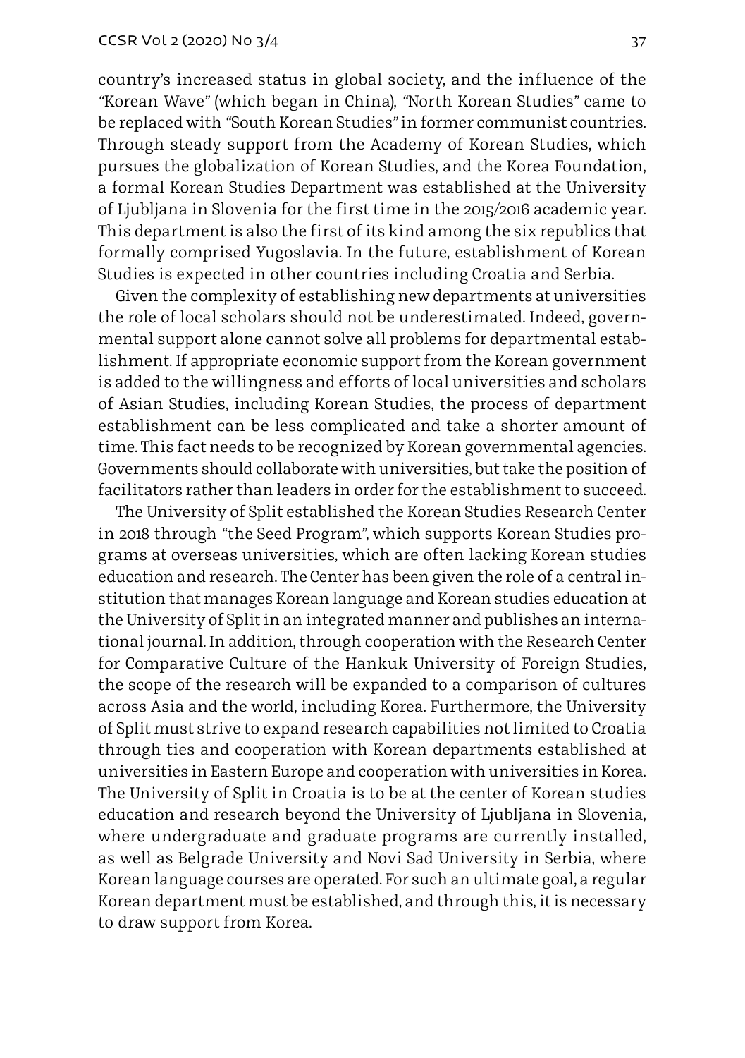country's increased status in global society, and the influence of the "Korean Wave" (which began in China), "North Korean Studies" came to be replaced with "South Korean Studies" in former communist countries. Through steady support from the Academy of Korean Studies, which pursues the globalization of Korean Studies, and the Korea Foundation, a formal Korean Studies Department was established at the University of Ljubljana in Slovenia for the first time in the 2015/2016 academic year. This department is also the first of its kind among the six republics that formally comprised Yugoslavia. In the future, establishment of Korean Studies is expected in other countries including Croatia and Serbia.

Given the complexity of establishing new departments at universities the role of local scholars should not be underestimated. Indeed, governmental support alone cannot solve all problems for departmental establishment. If appropriate economic support from the Korean government is added to the willingness and efforts of local universities and scholars of Asian Studies, including Korean Studies, the process of department establishment can be less complicated and take a shorter amount of time. This fact needs to be recognized by Korean governmental agencies. Governments should collaborate with universities, but take the position of facilitators rather than leaders in order for the establishment to succeed.

The University of Split established the Korean Studies Research Center in 2018 through "the Seed Program", which supports Korean Studies programs at overseas universities, which are often lacking Korean studies education and research. The Center has been given the role of a central institution that manages Korean language and Korean studies education at the University of Split in an integrated manner and publishes an international journal. In addition, through cooperation with the Research Center for Comparative Culture of the Hankuk University of Foreign Studies, the scope of the research will be expanded to a comparison of cultures across Asia and the world, including Korea. Furthermore, the University of Split must strive to expand research capabilities not limited to Croatia through ties and cooperation with Korean departments established at universities in Eastern Europe and cooperation with universities in Korea. The University of Split in Croatia is to be at the center of Korean studies education and research beyond the University of Ljubljana in Slovenia, where undergraduate and graduate programs are currently installed, as well as Belgrade University and Novi Sad University in Serbia, where Korean language courses are operated. For such an ultimate goal, a regular Korean department must be established, and through this, it is necessary to draw support from Korea.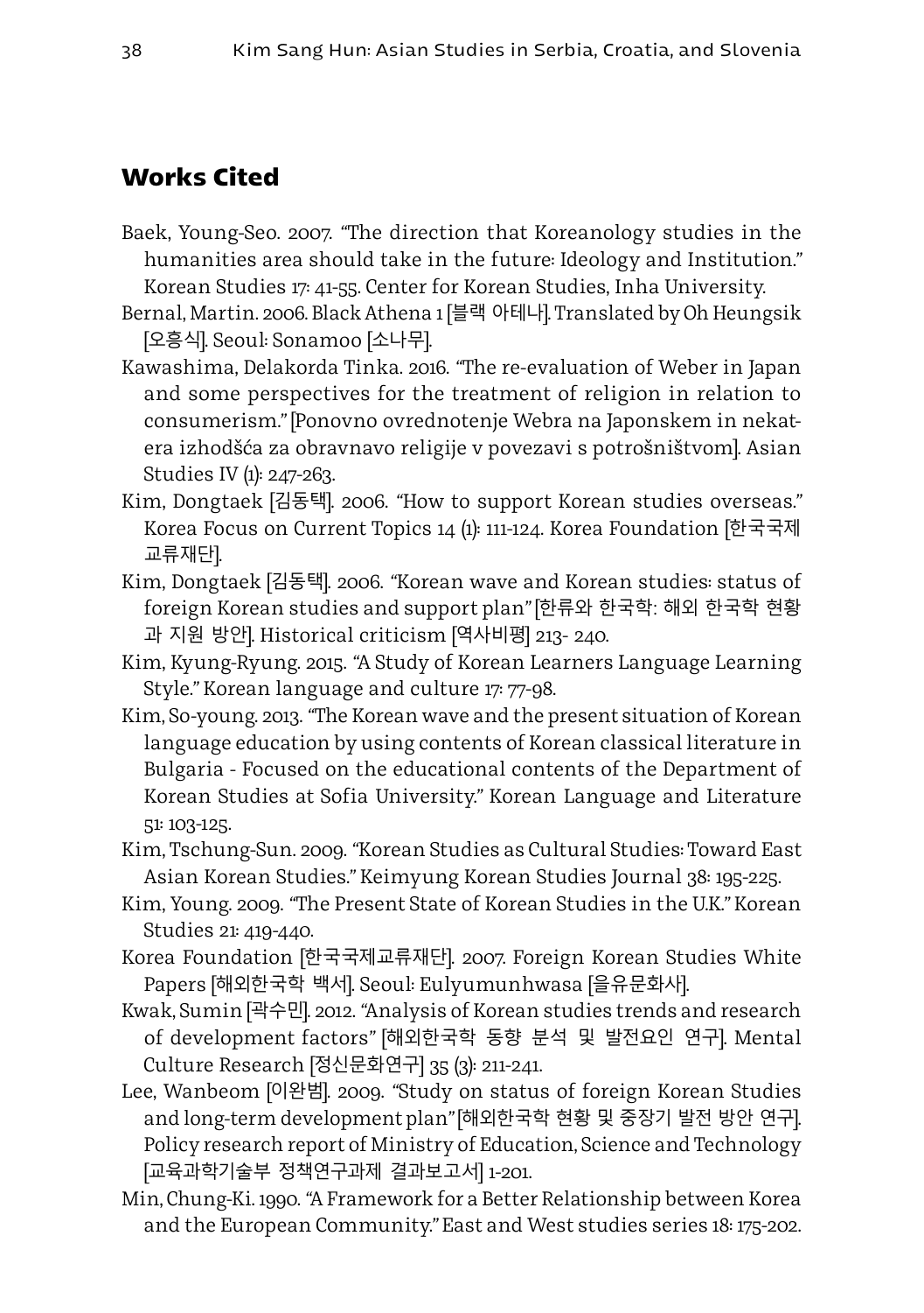## Works Cited

Baek, Young-Seo. 2007. "The direction that Koreanology studies in the humanities area should take in the future: Ideology and Institution." Korean Studies 17: 41-55. Center for Korean Studies, Inha University.

Bernal, Martin. 2006. Black Athena 1 [블랙 아테나]. Translated by Oh Heungsik [오흥식]. Seoul: Sonamoo [소나무].

Kawashima, Delakorda Tinka. 2016. "The re-evaluation of Weber in Japan and some perspectives for the treatment of religion in relation to consumerism." [Ponovno ovrednotenje Webra na Japonskem in nekatera izhodšća za obravnavo religije v povezavi s potrošništvom]. Asian Studies IV (1): 247-263.

Kim, Dongtaek [김동택]. 2006. "How to support Korean studies overseas." Korea Focus on Current Topics 14 (1): 111-124. Korea Foundation [한국국제교류재단].

Kim, Dongtaek [김동택]. 2006. "Korean wave and Korean studies: status of foreign Korean studies and support plan" [한류와 한국학: 해외 한국학 현황과 지원 방안]. Historical criticism [역사비평] 213- 240.

Kim, Kyung-Ryung. 2015. "A Study of Korean Learners Language Learning Style." Korean language and culture 17: 77-98.

Kim, So-young. 2013. "The Korean wave and the present situation of Korean language education by using contents of Korean classical literature in Bulgaria - Focused on the educational contents of the Department of Korean Studies at Sofia University." Korean Language and Literature 51: 103-125.

Kim, Tschung-Sun. 2009. "Korean Studies as Cultural Studies: Toward East Asian Korean Studies." Keimyung Korean Studies Journal 38: 195-225.

Kim, Young. 2009. "The Present State of Korean Studies in the U.K." Korean Studies 21: 419-440.

Korea Foundation [한국국제교류재단]. 2007. Foreign Korean Studies White Papers [해외한국학 백서]. Seoul: Eulyumunhwasa [을유문화사].

Kwak, Sumin [곽수민]. 2012. "Analysis of Korean studies trends and research of development factors" [해외한국학 동향 분석 및 발전요인 연구]. Mental Culture Research [정신문화연구] 35 (3): 211-241.

Lee, Wanbeom [이완범]. 2009. "Study on status of foreign Korean Studies and long-term development plan" [해외한국학 현황 및 중장기 발전 방안 연구]. Policy research report of Ministry of Education, Science and Technology [교육과학기술부 정책연구과제 결과보고서] 1-201.

Min, Chung-Ki. 1990. "A Framework for a Better Relationship between Korea and the European Community." East and West studies series 18: 175-202.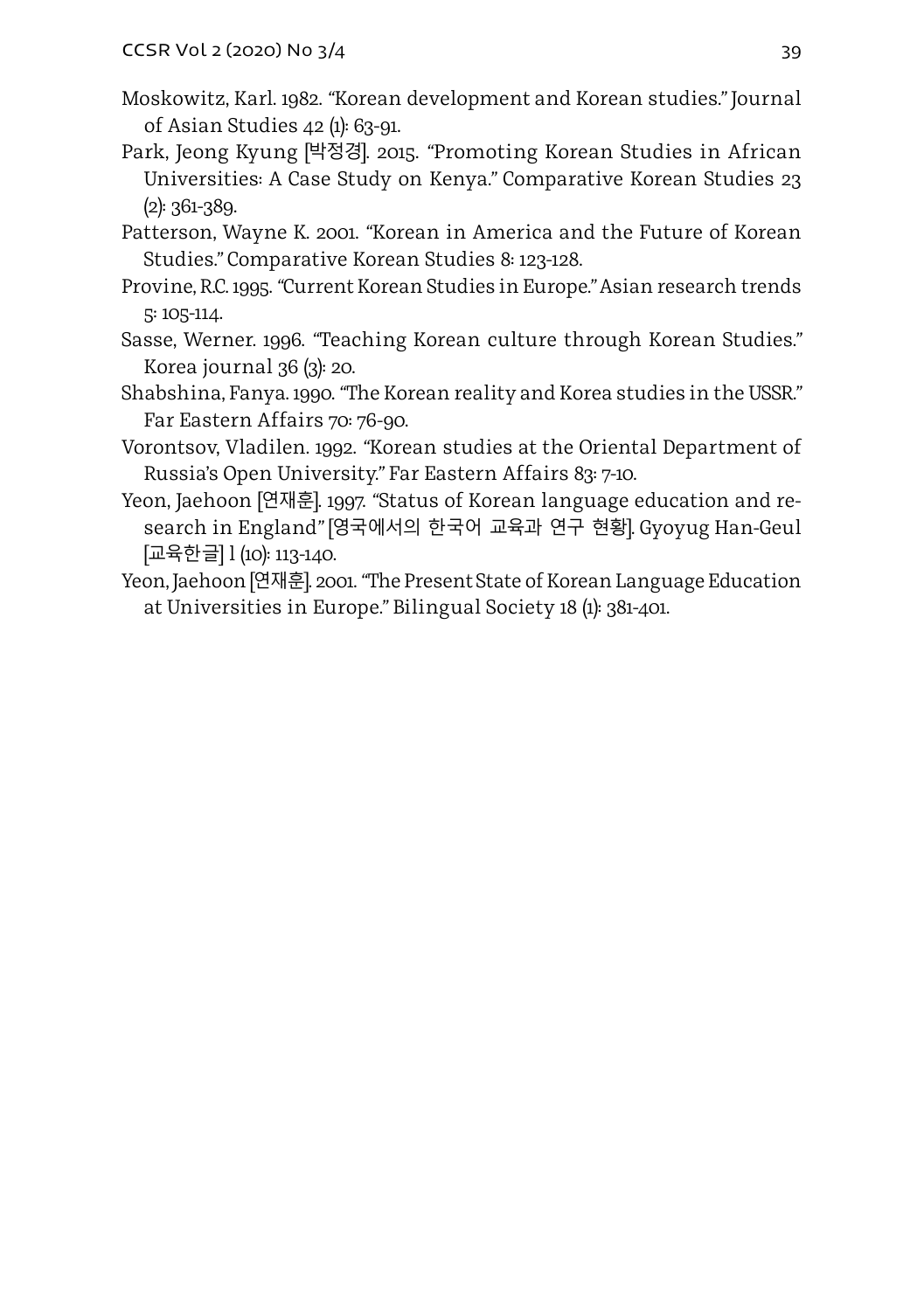Moskowitz, Karl. 1982. "Korean development and Korean studies." Journal of Asian Studies 42 (1): 63-91.

Park, Jeong Kyung [박정경]. 2015. "Promoting Korean Studies in African Universities: A Case Study on Kenya." Comparative Korean Studies 23 (2): 361-389.

Patterson, Wayne K. 2001. "Korean in America and the Future of Korean Studies." Comparative Korean Studies 8: 123-128.

Provine, R.C. 1995. "Current Korean Studies in Europe." Asian research trends 5: 105-114.

Sasse, Werner. 1996. "Teaching Korean culture through Korean Studies." Korea journal 36 (3): 20.

Shabshina, Fanya. 1990. "The Korean reality and Korea studies in the USSR." Far Eastern Affairs 70: 76-90.

Vorontsov, Vladilen. 1992. "Korean studies at the Oriental Department of Russia's Open University." Far Eastern Affairs 83: 7-10.

Yeon, Jaehoon [연재훈]. 1997. "Status of Korean language education and research in England" [영국에서의 한국어 교육과 연구 현황]. Gyoyug Han-Geul [교육한글] l (10): 113-140.

Yeon, Jaehoon [연재훈]. 2001. "The Present State of Korean Language Education at Universities in Europe." Bilingual Society 18 (1): 381-401.